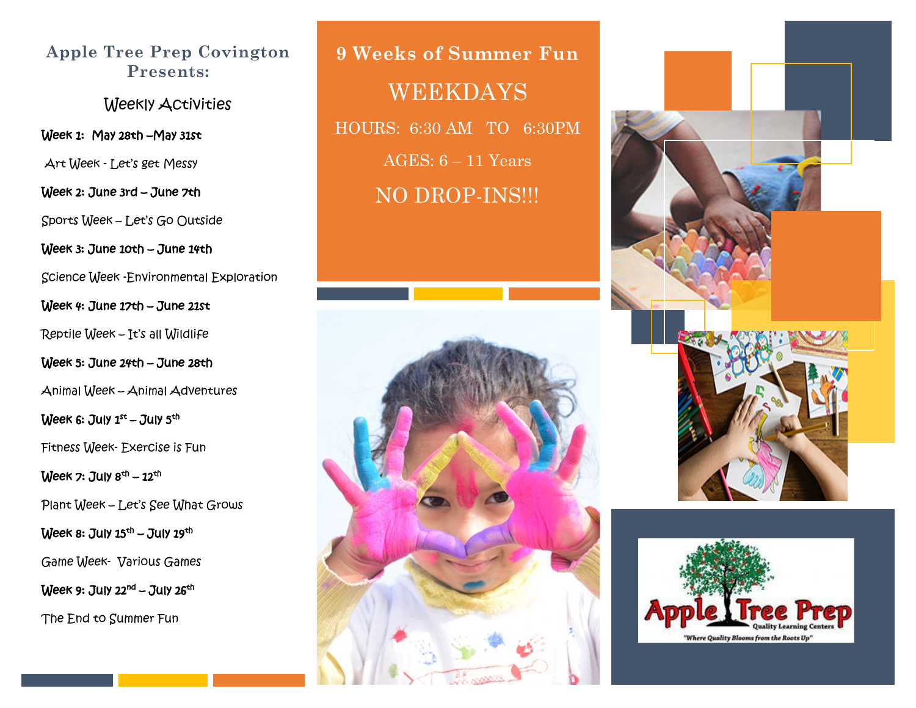## Apple Tree Prep Covington Presents:

### Weekly Activities

**Week 1: May 28th –May 31st**

Art Week - Let's get Messy

**Week 2: June 3rd – June 7th**

Sports Week – Let's Go Outside

**Week 3: June 10th – June 14th**

Science Week -Environmental Exploration

**Week 4: June 17th – June 21st**

Reptile Week – It's all Wildlife

**Week 5: June 24th – June 28th**

Animal Week – Animal Adventures

**Week 6: July 1st – July 5th**

Fitness Week- Exercise is Fun

**Week 7: July 8th – 12th**

Plant Week – Let's See What Grows

**Week 8: July 15th – July 19th**

Game Week- Various Games

**Week 9: July 22nd – July 26th**

The End to Summer Fun

## 9 Weeks of Summer Fun

WEEKDAYS

HOURS: 6:30 AM TO 6:30PM

AGES: 6 – 11 Years

NO DROP-INS!!!

Apple Tree Prep
Quality Learning Centers
"Where Quality Blooms from the Roots Up"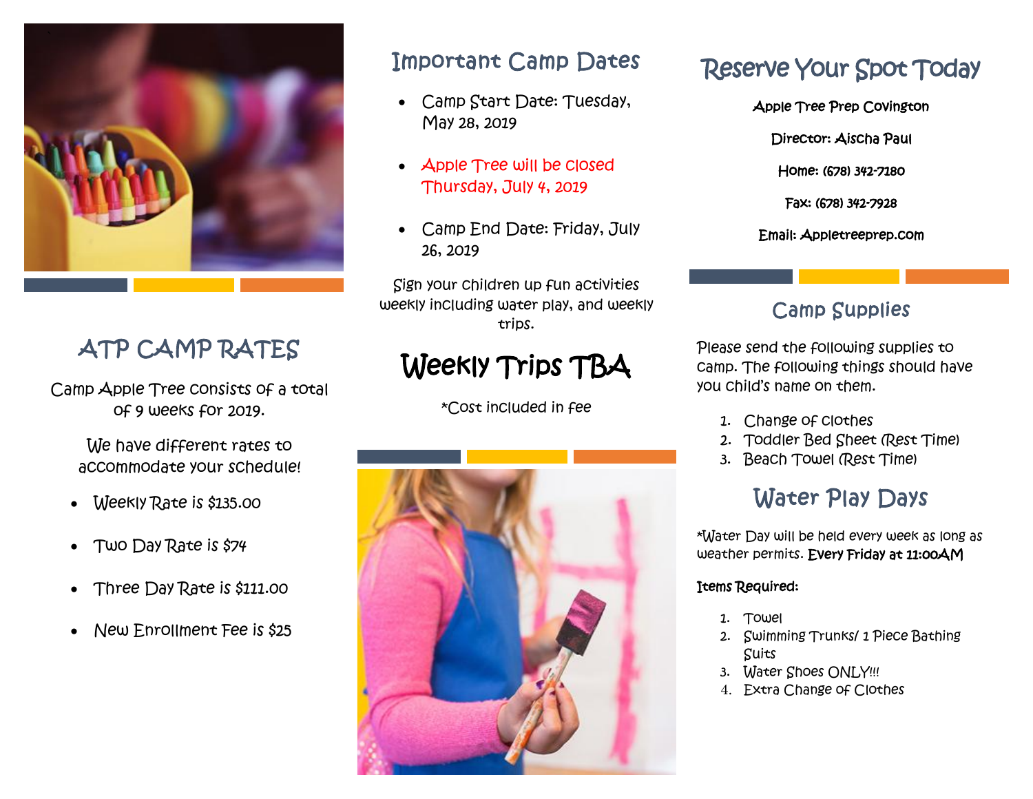## ATP CAMP RATES

Camp Apple Tree consists of a total of 9 weeks for 2019.

We have different rates to accommodate your schedule!

- Weekly Rate is $135.00
- Two Day Rate is $74
- Three Day Rate is $111.00
- New Enrollment Fee is $25

## Important Camp Dates

- Camp Start Date: Tuesday, May 28, 2019
- Apple Tree will be closed Thursday, July 4, 2019
- Camp End Date: Friday, July 26, 2019

Sign your children up fun activities weekly including water play, and weekly trips.

# Weekly Trips TBA

*Cost included in fee

## Reserve Your Spot Today

**Apple Tree Prep Covington**

**Director: Aischa Paul**

**Home: (678) 342-7180**

**Fax: (678) 342-7928**

**Email: Appletreeprep.com**

## Camp Supplies

Please send the following supplies to camp. The following things should have you child's name on them.

1. Change of clothes
2. Toddler Bed Sheet (Rest Time)
3. Beach Towel (Rest Time)

## Water Play Days

*Water Day will be held every week as long as weather permits. **Every Friday at 11:00AM**

**Items Required:**

1. Towel
2. Swimming Trunks/ 1 Piece Bathing Suits
3. Water Shoes ONLY!!!
4. Extra Change of Clothes